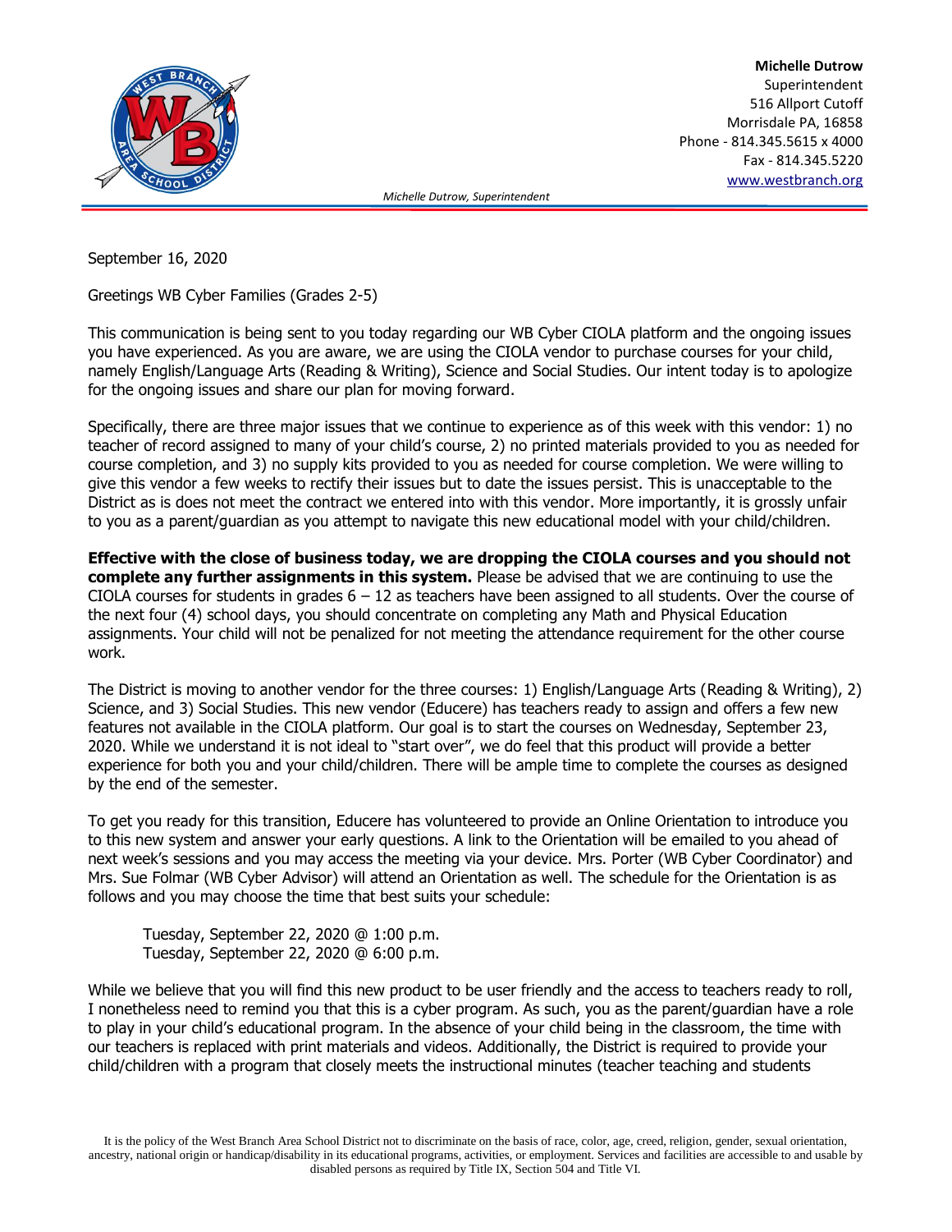**Michelle Dutrow**
Superintendent
516 Allport Cutoff
Morrisdale PA, 16858
Phone - 814.345.5615 x 4000
Fax - 814.345.5220
www.westbranch.org

*Michelle Dutrow, Superintendent*

September 16, 2020

Greetings WB Cyber Families (Grades 2-5)

This communication is being sent to you today regarding our WB Cyber CIOLA platform and the ongoing issues you have experienced. As you are aware, we are using the CIOLA vendor to purchase courses for your child, namely English/Language Arts (Reading & Writing), Science and Social Studies. Our intent today is to apologize for the ongoing issues and share our plan for moving forward.

Specifically, there are three major issues that we continue to experience as of this week with this vendor: 1) no teacher of record assigned to many of your child's course, 2) no printed materials provided to you as needed for course completion, and 3) no supply kits provided to you as needed for course completion. We were willing to give this vendor a few weeks to rectify their issues but to date the issues persist. This is unacceptable to the District as is does not meet the contract we entered into with this vendor. More importantly, it is grossly unfair to you as a parent/guardian as you attempt to navigate this new educational model with your child/children.

**Effective with the close of business today, we are dropping the CIOLA courses and you should not complete any further assignments in this system.** Please be advised that we are continuing to use the CIOLA courses for students in grades 6 – 12 as teachers have been assigned to all students. Over the course of the next four (4) school days, you should concentrate on completing any Math and Physical Education assignments. Your child will not be penalized for not meeting the attendance requirement for the other course work.

The District is moving to another vendor for the three courses: 1) English/Language Arts (Reading & Writing), 2) Science, and 3) Social Studies. This new vendor (Educere) has teachers ready to assign and offers a few new features not available in the CIOLA platform. Our goal is to start the courses on Wednesday, September 23, 2020. While we understand it is not ideal to "start over", we do feel that this product will provide a better experience for both you and your child/children. There will be ample time to complete the courses as designed by the end of the semester.

To get you ready for this transition, Educere has volunteered to provide an Online Orientation to introduce you to this new system and answer your early questions. A link to the Orientation will be emailed to you ahead of next week's sessions and you may access the meeting via your device. Mrs. Porter (WB Cyber Coordinator) and Mrs. Sue Folmar (WB Cyber Advisor) will attend an Orientation as well. The schedule for the Orientation is as follows and you may choose the time that best suits your schedule:

Tuesday, September 22, 2020 @ 1:00 p.m.
Tuesday, September 22, 2020 @ 6:00 p.m.

While we believe that you will find this new product to be user friendly and the access to teachers ready to roll, I nonetheless need to remind you that this is a cyber program. As such, you as the parent/guardian have a role to play in your child's educational program. In the absence of your child being in the classroom, the time with our teachers is replaced with print materials and videos. Additionally, the District is required to provide your child/children with a program that closely meets the instructional minutes (teacher teaching and students

It is the policy of the West Branch Area School District not to discriminate on the basis of race, color, age, creed, religion, gender, sexual orientation, ancestry, national origin or handicap/disability in its educational programs, activities, or employment. Services and facilities are accessible to and usable by disabled persons as required by Title IX, Section 504 and Title VI.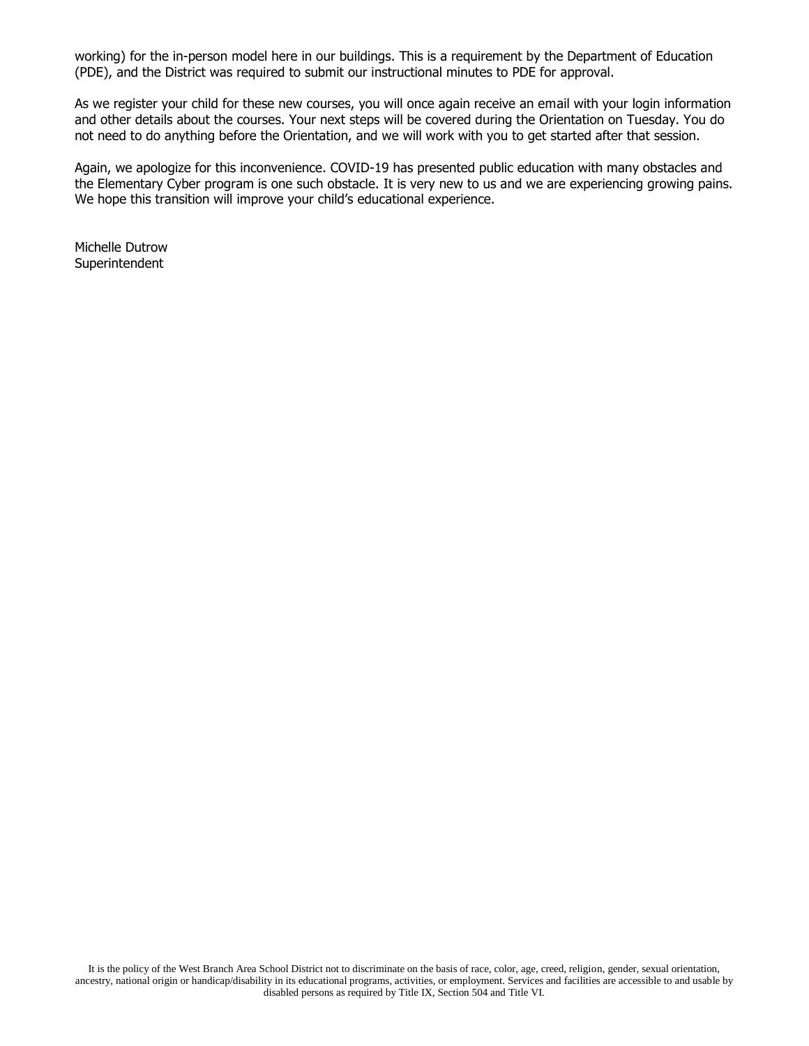working) for the in-person model here in our buildings. This is a requirement by the Department of Education (PDE), and the District was required to submit our instructional minutes to PDE for approval.

As we register your child for these new courses, you will once again receive an email with your login information and other details about the courses. Your next steps will be covered during the Orientation on Tuesday. You do not need to do anything before the Orientation, and we will work with you to get started after that session.

Again, we apologize for this inconvenience. COVID-19 has presented public education with many obstacles and the Elementary Cyber program is one such obstacle. It is very new to us and we are experiencing growing pains. We hope this transition will improve your child's educational experience.

Michelle Dutrow
Superintendent

It is the policy of the West Branch Area School District not to discriminate on the basis of race, color, age, creed, religion, gender, sexual orientation, ancestry, national origin or handicap/disability in its educational programs, activities, or employment. Services and facilities are accessible to and usable by disabled persons as required by Title IX, Section 504 and Title VI.